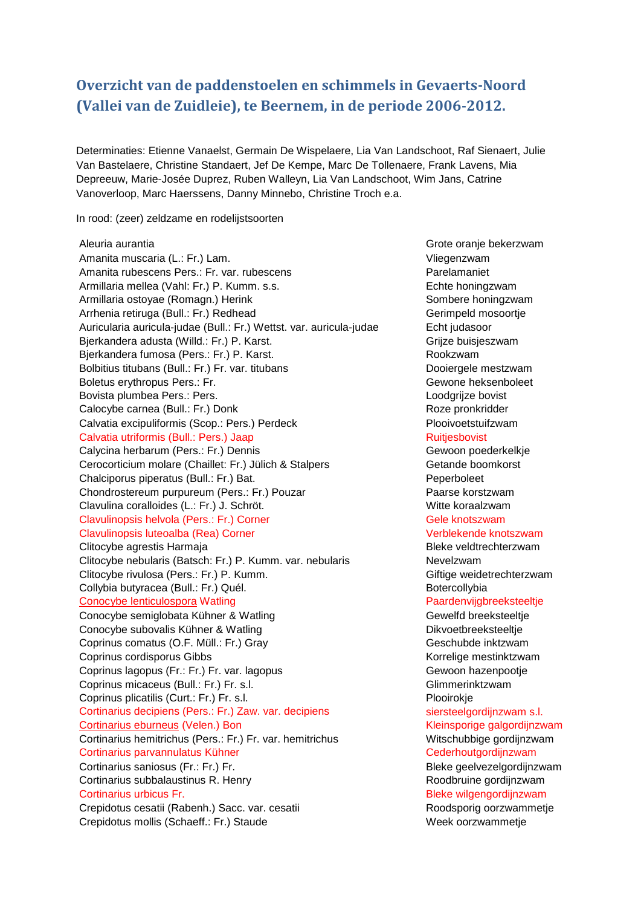# Overzicht van de paddenstoelen en schimmels in Gevaerts-Noord (Vallei van de Zuidleie), te Beernem, in de periode 2006-2012.

Determinaties: Etienne Vanaelst, Germain De Wispelaere, Lia Van Landschoot, Raf Sienaert, Julie Van Bastelaere, Christine Standaert, Jef De Kempe, Marc De Tollenaere, Frank Lavens, Mia Depreeuw, Marie-Josée Duprez, Ruben Walleyn, Lia Van Landschoot, Wim Jans, Catrine Vanoverloop, Marc Haerssens, Danny Minnebo, Christine Troch e.a.

In rood: (zeer) zeldzame en rodelijstsoorten

| | |
|---|---|
| Aleuria aurantia | Grote oranje bekerzwam |
| Amanita muscaria (L.: Fr.) Lam. | Vliegenzwam |
| Amanita rubescens Pers.: Fr. var. rubescens | Parelamaniet |
| Armillaria mellea (Vahl: Fr.) P. Kumm. s.s. | Echte honingzwam |
| Armillaria ostoyae (Romagn.) Herink | Sombere honingzwam |
| Arrhenia retiruga (Bull.: Fr.) Redhead | Gerimpeld mosoortje |
| Auricularia auricula-judae (Bull.: Fr.) Wettst. var. auricula-judae | Echt judasoor |
| Bjerkandera adusta (Willd.: Fr.) P. Karst. | Grijze buisjeszwam |
| Bjerkandera fumosa (Pers.: Fr.) P. Karst. | Rookzwam |
| Bolbitius titubans (Bull.: Fr.) Fr. var. titubans | Dooiergele mestzwam |
| Boletus erythropus Pers.: Fr. | Gewone heksenboleet |
| Bovista plumbea Pers.: Pers. | Loodgrijze bovist |
| Calocybe carnea (Bull.: Fr.) Donk | Roze pronkridder |
| Calvatia excipuliformis (Scop.: Pers.) Perdeck | Plooivoetstuifzwam |
| Calvatia utriformis (Bull.: Pers.) Jaap | Ruitjesbovist |
| Calycina herbarum (Pers.: Fr.) Dennis | Gewoon poederkelkje |
| Cerocorticium molare (Chaillet: Fr.) Jülich & Stalpers | Getande boomkorst |
| Chalciporus piperatus (Bull.: Fr.) Bat. | Peperboleet |
| Chondrostereum purpureum (Pers.: Fr.) Pouzar | Paarse korstzwam |
| Clavulina coralloides (L.: Fr.) J. Schröt. | Witte koraalzwam |
| Clavulinopsis helvola (Pers.: Fr.) Corner | Gele knotszwam |
| Clavulinopsis luteoalba (Rea) Corner | Verblekende knotszwam |
| Clitocybe agrestis Harmaja | Bleke veldtrechterzwam |
| Clitocybe nebularis (Batsch: Fr.) P. Kumm. var. nebularis | Nevelzwam |
| Clitocybe rivulosa (Pers.: Fr.) P. Kumm. | Giftige weidetrechterzwam |
| Collybia butyracea (Bull.: Fr.) Quél. | Botercollybia |
| Conocybe lenticulospora Watling | Paardenvijgbreeksteeltje |
| Conocybe semiglobata Kühner & Watling | Gewelfd breeksteeltje |
| Conocybe subovalis Kühner & Watling | Dikvoetbreeksteeltje |
| Coprinus comatus (O.F. Müll.: Fr.) Gray | Geschubde inktzwam |
| Coprinus cordisporus Gibbs | Korrelige mestinktzwam |
| Coprinus lagopus (Fr.: Fr.) Fr. var. lagopus | Gewoon hazenpootje |
| Coprinus micaceus (Bull.: Fr.) Fr. s.l. | Glimmerinktzwam |
| Coprinus plicatilis (Curt.: Fr.) Fr. s.l. | Plooirokje |
| Cortinarius decipiens (Pers.: Fr.) Zaw. var. decipiens | siersteelgordijnzwam s.l. |
| Cortinarius eburneus (Velen.) Bon | Kleinsporige galgordijnzwam |
| Cortinarius hemitrichus (Pers.: Fr.) Fr. var. hemitrichus | Witschubbige gordijnzwam |
| Cortinarius parvannulatus Kühner | Cederhoutgordijnzwam |
| Cortinarius saniosus (Fr.: Fr.) Fr. | Bleke geelvezelgordijnzwam |
| Cortinarius subbalaustinus R. Henry | Roodbruine gordijnzwam |
| Cortinarius urbicus Fr. | Bleke wilgengordijnzwam |
| Crepidotus cesatii (Rabenh.) Sacc. var. cesatii | Roodsporig oorzwammetje |
| Crepidotus mollis (Schaeff.: Fr.) Staude | Week oorzwammetje |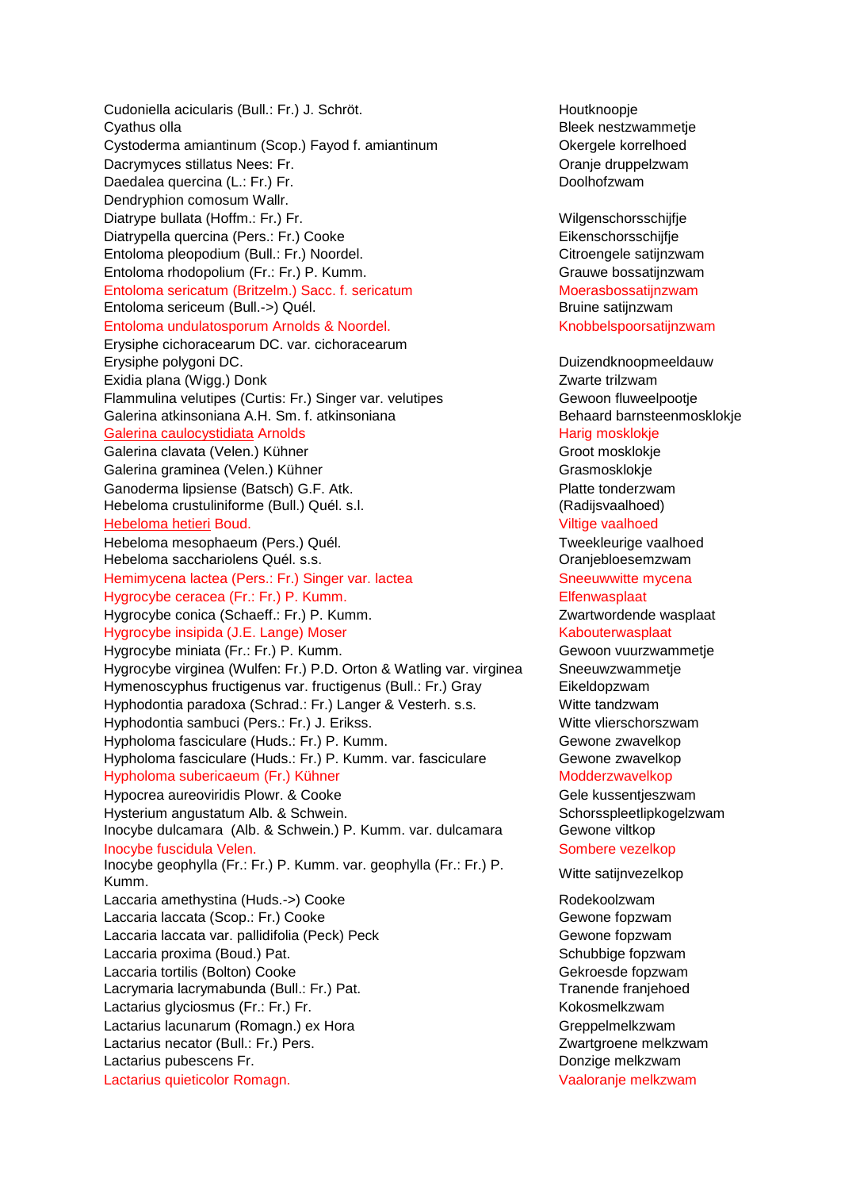| | |
|---|---|
| Cudoniella acicularis (Bull.: Fr.) J. Schröt. | Houtknoopje |
| Cyathus olla | Bleek nestzwammetje |
| Cystoderma amiantinum (Scop.) Fayod f. amiantinum | Okergele korrelhoed |
| Dacrymyces stillatus Nees: Fr. | Oranje druppelzwam |
| Daedalea quercina (L.: Fr.) Fr. | Doolhofzwam |
| Dendryphion comosum Wallr. | |
| Diatrype bullata (Hoffm.: Fr.) Fr. | Wilgenschorsschijfje |
| Diatrypella quercina (Pers.: Fr.) Cooke | Eikenschorsschijfje |
| Entoloma pleopodium (Bull.: Fr.) Noordel. | Citroengele satijnzwam |
| Entoloma rhodopolium (Fr.: Fr.) P. Kumm. | Grauwe bossatijnzwam |
| Entoloma sericatum (Britzelm.) Sacc. f. sericatum | Moerasbossatijnzwam |
| Entoloma sericeum (Bull.->) Quél. | Bruine satijnzwam |
| Entoloma undulatosporum Arnolds & Noordel. | Knobbelsporsatijnzwam |
| Erysiphe cichoracearum DC. var. cichoracearum | |
| Erysiphe polygoni DC. | Duizendknoopmeeldauw |
| Exidia plana (Wigg.) Donk | Zwarte trilzwam |
| Flammulina velutipes (Curtis: Fr.) Singer var. velutipes | Gewoon fluweelpootje |
| Galerina atkinsoniana A.H. Sm. f. atkinsoniana | Behaard barnsteenmosklokje |
| Galerina caulocystidiata Arnolds | Harig mosklokje |
| Galerina clavata (Velen.) Kühner | Groot mosklokje |
| Galerina graminea (Velen.) Kühner | Grasmosklokje |
| Ganoderma lipsiense (Batsch) G.F. Atk. | Platte tonderzwam |
| Hebeloma crustuliniforme (Bull.) Quél. s.l. | (Radijsvaalhoed) |
| Hebeloma hetieri Boud. | Viltige vaalhoed |
| Hebeloma mesophaeum (Pers.) Quél. | Tweekleurige vaalhoed |
| Hebeloma sacchariolens Quél. s.s. | Oranjebloesemzwam |
| Hemimycena lactea (Pers.: Fr.) Singer var. lactea | Sneeuwwitte mycena |
| Hygrocybe ceracea (Fr.: Fr.) P. Kumm. | Elfenwasplaat |
| Hygrocybe conica (Schaeff.: Fr.) P. Kumm. | Zwartwordende wasplaat |
| Hygrocybe insipida (J.E. Lange) Moser | Kabouterwasplaat |
| Hygrocybe miniata (Fr.: Fr.) P. Kumm. | Gewoon vuurzwammetje |
| Hygrocybe virginea (Wulfen: Fr.) P.D. Orton & Watling var. virginea | Sneeuwzwammetje |
| Hymenoscyphus fructigenus var. fructigenus (Bull.: Fr.) Gray | Eikeldopzwam |
| Hyphodontia paradoxa (Schrad.: Fr.) Langer & Vesterh. s.s. | Witte tandzwam |
| Hyphodontia sambuci (Pers.: Fr.) J. Erikss. | Witte vlierschorszwam |
| Hypholoma fasciculare (Huds.: Fr.) P. Kumm. | Gewone zwavelkop |
| Hypholoma fasciculare (Huds.: Fr.) P. Kumm. var. fasciculare | Gewone zwavelkop |
| Hypholoma subericaeum (Fr.) Kühner | Modderzwavelkop |
| Hypocrea aureoviridis Plowr. & Cooke | Gele kussentjeszwam |
| Hysterium angustatum Alb. & Schwein. | Schorsspleetlipkogelzwam |
| Inocybe dulcamara (Alb. & Schwein.) P. Kumm. var. dulcamara | Gewone viltkop |
| Inocybe fuscidula Velen. | Sombere vezelkop |
| Inocybe geophylla (Fr.: Fr.) P. Kumm. var. geophylla (Fr.: Fr.) P. Kumm. | Witte satijnvezelkop |
| Laccaria amethystina (Huds.->) Cooke | Rodekoolzwam |
| Laccaria laccata (Scop.: Fr.) Cooke | Gewone fopzwam |
| Laccaria laccata var. pallidifolia (Peck) Peck | Gewone fopzwam |
| Laccaria proxima (Boud.) Pat. | Schubbige fopzwam |
| Laccaria tortilis (Bolton) Cooke | Gekroesde fopzwam |
| Lacrymaria lacrymabunda (Bull.: Fr.) Pat. | Tranende franjehoed |
| Lactarius glyciosmus (Fr.: Fr.) Fr. | Kokosmelkzwam |
| Lactarius lacunarum (Romagn.) ex Hora | Greppelmelkzwam |
| Lactarius necator (Bull.: Fr.) Pers. | Zwartgroene melkzwam |
| Lactarius pubescens Fr. | Donzige melkzwam |
| Lactarius quieticolor Romagn. | Vaaloranje melkzwam |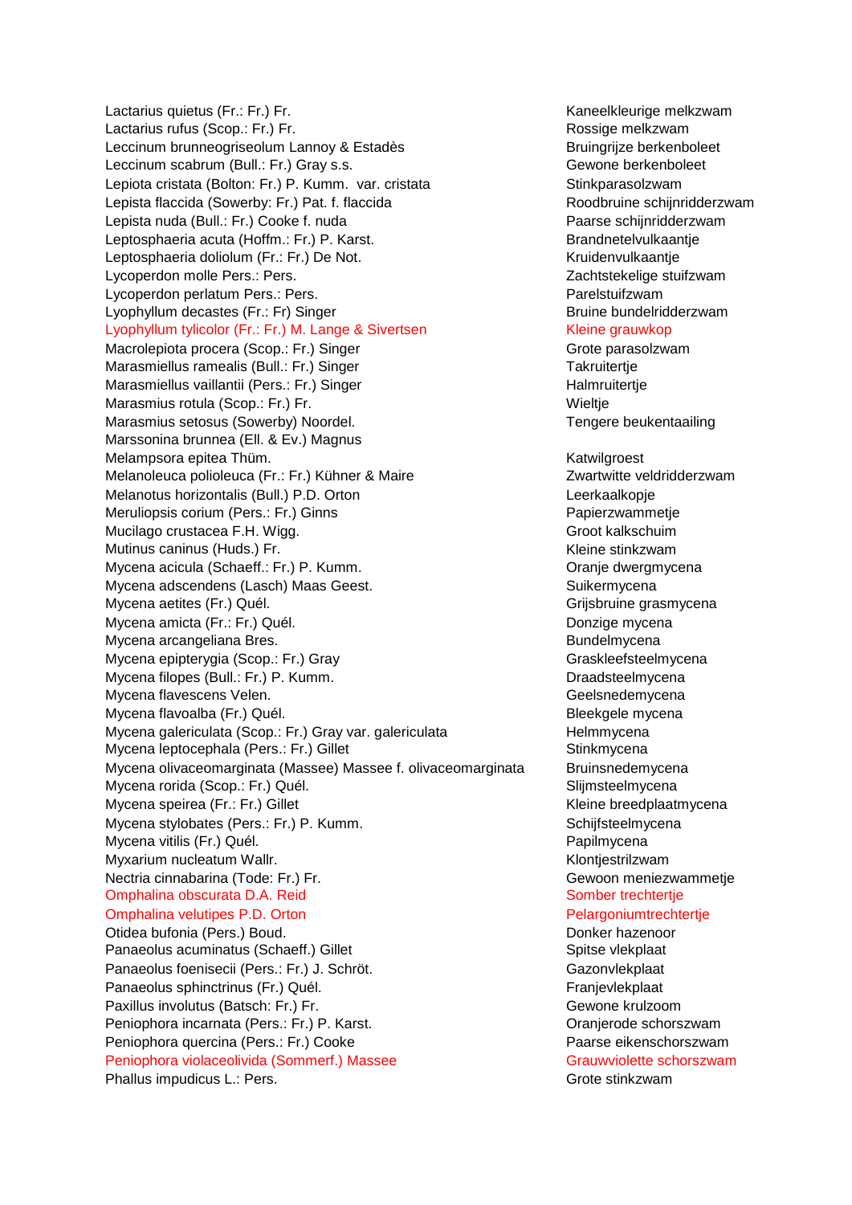| | |
|---|---|
| Lactarius quietus (Fr.: Fr.) Fr. | Kaneelkleurige melkzwam |
| Lactarius rufus (Scop.: Fr.) Fr. | Rossige melkzwam |
| Leccinum brunneogriseolum Lannoy & Estadès | Bruingrijze berkenboleet |
| Leccinum scabrum (Bull.: Fr.) Gray s.s. | Gewone berkenboleet |
| Lepiota cristata (Bolton: Fr.) P. Kumm. var. cristata | Stinkparasolzwam |
| Lepista flaccida (Sowerby: Fr.) Pat. f. flaccida | Roodbruine schijnridderzwam |
| Lepista nuda (Bull.: Fr.) Cooke f. nuda | Paarse schijnridderzwam |
| Leptosphaeria acuta (Hoffm.: Fr.) P. Karst. | Brandnetelvulkaantje |
| Leptosphaeria doliolum (Fr.: Fr.) De Not. | Kruidenvulkaantje |
| Lycoperdon molle Pers.: Pers. | Zachtstekelige stuifzwam |
| Lycoperdon perlatum Pers.: Pers. | Parelstuifzwam |
| Lyophyllum decastes (Fr.: Fr) Singer | Bruine bundelridderzwam |
| Lyophyllum tylicolor (Fr.: Fr.) M. Lange & Sivertsen | Kleine grauwkop |
| Macrolepiota procera (Scop.: Fr.) Singer | Grote parasolzwam |
| Marasmiellus ramealis (Bull.: Fr.) Singer | Takruitertje |
| Marasmiellus vaillantii (Pers.: Fr.) Singer | Halmruitertje |
| Marasmius rotula (Scop.: Fr.) Fr. | Wieltje |
| Marasmius setosus (Sowerby) Noordel. | Tengere beukentaailing |
| Marssonina brunnea (Ell. & Ev.) Magnus | |
| Melampsora epitea Thüm. | Katwilgroest |
| Melanoleuca polioleuca (Fr.: Fr.) Kühner & Maire | Zwartwitte veldridderzwam |
| Melanotus horizontalis (Bull.) P.D. Orton | Leerkaalkopje |
| Meruliopsis corium (Pers.: Fr.) Ginns | Papierzwammetje |
| Mucilago crustacea F.H. Wigg. | Groot kalkschuim |
| Mutinus caninus (Huds.) Fr. | Kleine stinkzwam |
| Mycena acicula (Schaeff.: Fr.) P. Kumm. | Oranje dwergmycena |
| Mycena adscendens (Lasch) Maas Geest. | Suikermycena |
| Mycena aetites (Fr.) Quél. | Grijsbruine grasmycena |
| Mycena amicta (Fr.: Fr.) Quél. | Donzige mycena |
| Mycena arcangeliana Bres. | Bundelmycena |
| Mycena epipterygia (Scop.: Fr.) Gray | Graskleefsteelmycena |
| Mycena filopes (Bull.: Fr.) P. Kumm. | Draadsteelmycena |
| Mycena flavescens Velen. | Geelsnedemycena |
| Mycena flavoalba (Fr.) Quél. | Bleekgele mycena |
| Mycena galericulata (Scop.: Fr.) Gray var. galericulata | Helmmycena |
| Mycena leptocephala (Pers.: Fr.) Gillet | Stinkmycena |
| Mycena olivaceomarginata (Massee) Massee f. olivaceomarginata | Bruinsnedemycena |
| Mycena rorida (Scop.: Fr.) Quél. | Slijmsteelmycena |
| Mycena speirea (Fr.: Fr.) Gillet | Kleine breedplaatmycena |
| Mycena stylobates (Pers.: Fr.) P. Kumm. | Schijfsteelmycena |
| Mycena vitilis (Fr.) Quél. | Papilmycena |
| Myxarium nucleatum Wallr. | Klontjestrilzwam |
| Nectria cinnabarina (Tode: Fr.) Fr. | Gewoon meniezwammetje |
| Omphalina obscurata D.A. Reid | Somber trechtertje |
| Omphalina velutipes P.D. Orton | Pelargoniumtrechtertje |
| Otidea bufonia (Pers.) Boud. | Donker hazenoor |
| Panaeolus acuminatus (Schaeff.) Gillet | Spitse vlekplaat |
| Panaeolus foenisecii (Pers.: Fr.) J. Schröt. | Gazonvlekplaat |
| Panaeolus sphinctrinus (Fr.) Quél. | Franjevlekplaat |
| Paxillus involutus (Batsch: Fr.) Fr. | Gewone krulzoom |
| Peniophora incarnata (Pers.: Fr.) P. Karst. | Oranjerode schorszwam |
| Peniophora quercina (Pers.: Fr.) Cooke | Paarse eikenschorszwam |
| Peniophora violaceolivida (Sommerf.) Massee | Grauwviolette schorszwam |
| Phallus impudicus L.: Pers. | Grote stinkzwam |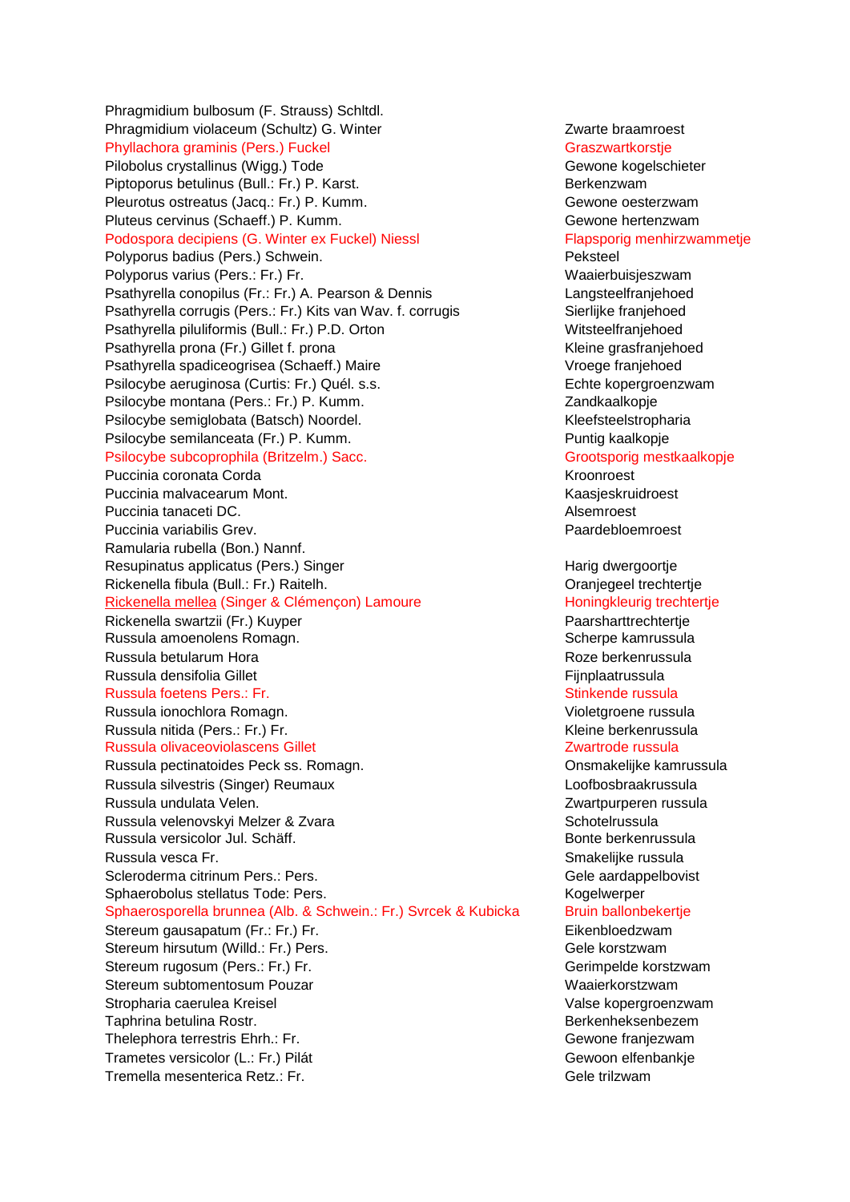| Scientific name | Dutch name |
|---|---|
| Phragmidium bulbosum (F. Strauss) Schltdl. | |
| Phragmidium violaceum (Schultz) G. Winter | Zwarte braamroest |
| Phyllachora graminis (Pers.) Fuckel | Graszwartkorstje |
| Pilobolus crystallinus (Wigg.) Tode | Gewone kogelschieter |
| Piptoporus betulinus (Bull.: Fr.) P. Karst. | Berkenzwam |
| Pleurotus ostreatus (Jacq.: Fr.) P. Kumm. | Gewone oesterzwam |
| Pluteus cervinus (Schaeff.) P. Kumm. | Gewone hertenzwam |
| Podospora decipiens (G. Winter ex Fuckel) Niessl | Flapsporig menhirzwammetje |
| Polyporus badius (Pers.) Schwein. | Peksteel |
| Polyporus varius (Pers.: Fr.) Fr. | Waaierbuisjeszwam |
| Psathyrella conopilus (Fr.: Fr.) A. Pearson & Dennis | Langsteelfranjehoed |
| Psathyrella corrugis (Pers.: Fr.) Kits van Wav. f. corrugis | Sierlijke franjehoed |
| Psathyrella piluliformis (Bull.: Fr.) P.D. Orton | Witsteelfranjehoed |
| Psathyrella prona (Fr.) Gillet f. prona | Kleine grasfranjehoed |
| Psathyrella spadiceogrisea (Schaeff.) Maire | Vroege franjehoed |
| Psilocybe aeruginosa (Curtis: Fr.) Quél. s.s. | Echte kopergroenzwam |
| Psilocybe montana (Pers.: Fr.) P. Kumm. | Zandkaalkopje |
| Psilocybe semiglobata (Batsch) Noordel. | Kleefsteelstropharia |
| Psilocybe semilanceata (Fr.) P. Kumm. | Puntig kaalkopje |
| Psilocybe subcoprophila (Britzelm.) Sacc. | Grootsporig mestkaalkopje |
| Puccinia coronata Corda | Kroonroest |
| Puccinia malvacearum Mont. | Kaasjeskruidroest |
| Puccinia tanaceti DC. | Alsemroest |
| Puccinia variabilis Grev. | Paardebloemroest |
| Ramularia rubella (Bon.) Nannf. | |
| Resupinatus applicatus (Pers.) Singer | Harig dwergoortje |
| Rickenella fibula (Bull.: Fr.) Raitelh. | Oranjegeel trechtertje |
| Rickenella mellea (Singer & Clémençon) Lamoure | Honingkleurig trechtertje |
| Rickenella swartzii (Fr.) Kuyper | Paarsharttrechtertje |
| Russula amoenolens Romagn. | Scherpe kamrussula |
| Russula betularum Hora | Roze berkenrussula |
| Russula densifolia Gillet | Fijnplaatrussula |
| Russula foetens Pers.: Fr. | Stinkende russula |
| Russula ionochlora Romagn. | Violetgroene russula |
| Russula nitida (Pers.: Fr.) Fr. | Kleine berkenrussula |
| Russula olivaceoviolascens Gillet | Zwartrode russula |
| Russula pectinatoides Peck ss. Romagn. | Onsmakelijke kamrussula |
| Russula silvestris (Singer) Reumaux | Loofbosbraakrussula |
| Russula undulata Velen. | Zwartpurperen russula |
| Russula velenovskyi Melzer & Zvara | Schotelrussula |
| Russula versicolor Jul. Schäff. | Bonte berkenrussula |
| Russula vesca Fr. | Smakelijke russula |
| Scleroderma citrinum Pers.: Pers. | Gele aardappelbovist |
| Sphaerobolus stellatus Tode: Pers. | Kogelwerper |
| Sphaerosporella brunnea (Alb. & Schwein.: Fr.) Svrcek & Kubicka | Bruin ballonbekertje |
| Stereum gausapatum (Fr.: Fr.) Fr. | Eikenbloedzwam |
| Stereum hirsutum (Willd.: Fr.) Pers. | Gele korstzwam |
| Stereum rugosum (Pers.: Fr.) Fr. | Gerimpelde korstzwam |
| Stereum subtomentosum Pouzar | Waaierkorstzwam |
| Stropharia caerulea Kreisel | Valse kopergroenzwam |
| Taphrina betulina Rostr. | Berkenheksenbezem |
| Thelephora terrestris Ehrh.: Fr. | Gewone franjezwam |
| Trametes versicolor (L.: Fr.) Pilát | Gewoon elfenbankje |
| Tremella mesenterica Retz.: Fr. | Gele trilzwam |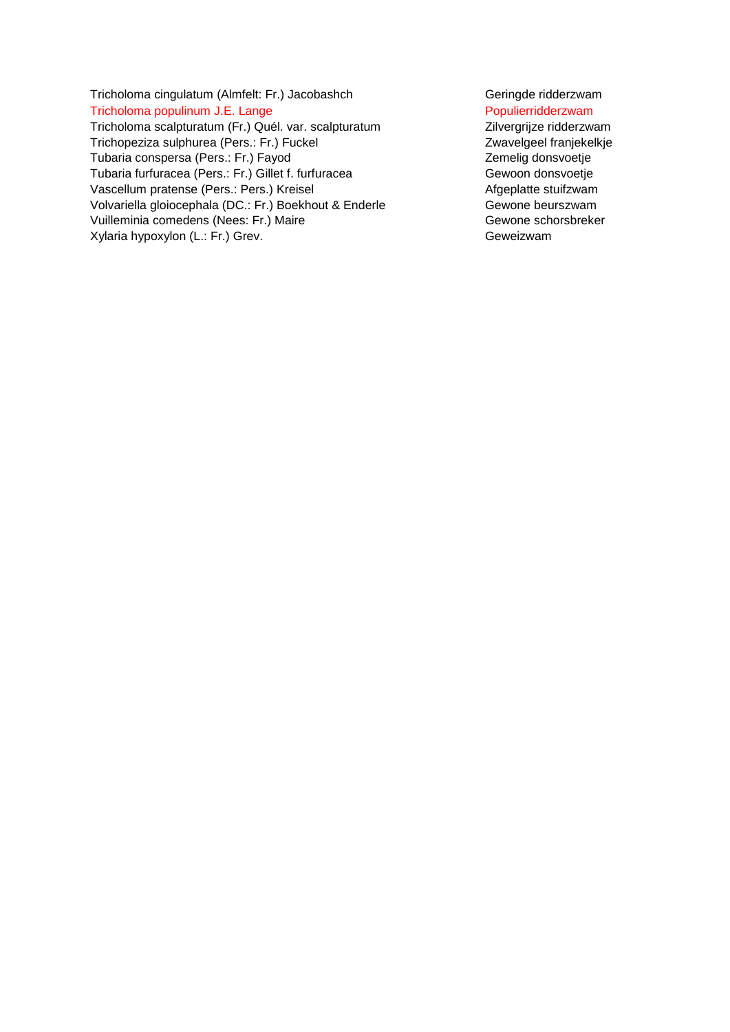| | |
|---|---|
| Tricholoma cingulatum (Almfelt: Fr.) Jacobashch | Geringde ridderzwam |
| Tricholoma populinum J.E. Lange | Populierridderzwam |
| Tricholoma scalpturatum (Fr.) Quél. var. scalpturatum | Zilvergrijze ridderzwam |
| Trichopeziza sulphurea (Pers.: Fr.) Fuckel | Zwavelgeel franjekelkje |
| Tubaria conspersa (Pers.: Fr.) Fayod | Zemelig donsvoetje |
| Tubaria furfuracea (Pers.: Fr.) Gillet f. furfuracea | Gewoon donsvoetje |
| Vascellum pratense (Pers.: Pers.) Kreisel | Afgeplatte stuifzwam |
| Volvariella gloiocephala (DC.: Fr.) Boekhout & Enderle | Gewone beurszwam |
| Vuilleminia comedens (Nees: Fr.) Maire | Gewone schorsbreker |
| Xylaria hypoxylon (L.: Fr.) Grev. | Geweizwam |